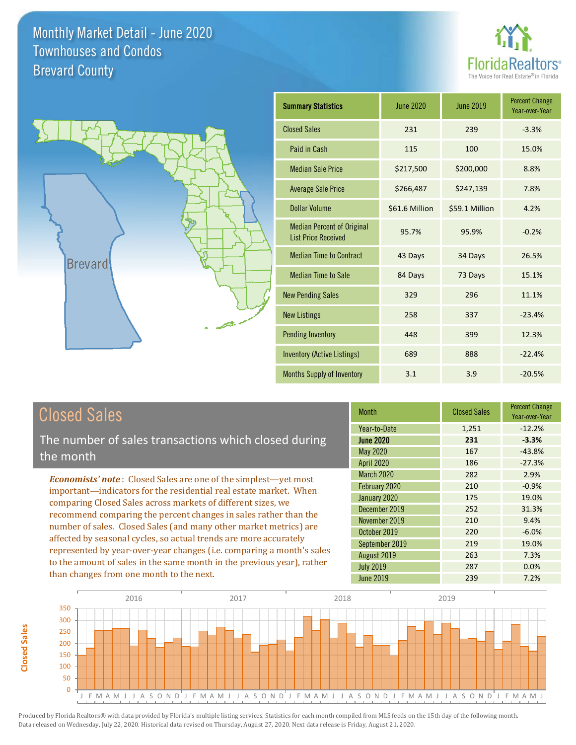# Monthly Market Detail - June 2020
## Townhouses and Condos
## Brevard County

FloridaRealtors® The Voice for Real Estate® in Florida

| Summary Statistics | June 2020 | June 2019 | Percent Change Year-over-Year |
|---|---|---|---|
| Closed Sales | 231 | 239 | -3.3% |
| Paid in Cash | 115 | 100 | 15.0% |
| Median Sale Price | $217,500 | $200,000 | 8.8% |
| Average Sale Price | $266,487 | $247,139 | 7.8% |
| Dollar Volume | $61.6 Million | $59.1 Million | 4.2% |
| Median Percent of Original List Price Received | 95.7% | 95.9% | -0.2% |
| Median Time to Contract | 43 Days | 34 Days | 26.5% |
| Median Time to Sale | 84 Days | 73 Days | 15.1% |
| New Pending Sales | 329 | 296 | 11.1% |
| New Listings | 258 | 337 | -23.4% |
| Pending Inventory | 448 | 399 | 12.3% |
| Inventory (Active Listings) | 689 | 888 | -22.4% |
| Months Supply of Inventory | 3.1 | 3.9 | -20.5% |

## Closed Sales

The number of sales transactions which closed during the month

***Economists' note***: Closed Sales are one of the simplest—yet most important—indicators for the residential real estate market. When comparing Closed Sales across markets of different sizes, we recommend comparing the percent changes in sales rather than the number of sales. Closed Sales (and many other market metrics) are affected by seasonal cycles, so actual trends are more accurately represented by year-over-year changes (i.e. comparing a month's sales to the amount of sales in the same month in the previous year), rather than changes from one month to the next.

| Month | Closed Sales | Percent Change Year-over-Year |
|---|---|---|
| Year-to-Date | 1,251 | -12.2% |
| **June 2020** | **231** | **-3.3%** |
| May 2020 | 167 | -43.8% |
| April 2020 | 186 | -27.3% |
| March 2020 | 282 | 2.9% |
| February 2020 | 210 | -0.9% |
| January 2020 | 175 | 19.0% |
| December 2019 | 252 | 31.3% |
| November 2019 | 210 | 9.4% |
| October 2019 | 220 | -6.0% |
| September 2019 | 219 | 19.0% |
| August 2019 | 263 | 7.3% |
| July 2019 | 287 | 0.0% |
| June 2019 | 239 | 7.2% |

Produced by Florida Realtors® with data provided by Florida's multiple listing services. Statistics for each month compiled from MLS feeds on the 15th day of the following month. Data released on Wednesday, July 22, 2020. Historical data revised on Thursday, August 27, 2020. Next data release is Friday, August 21, 2020.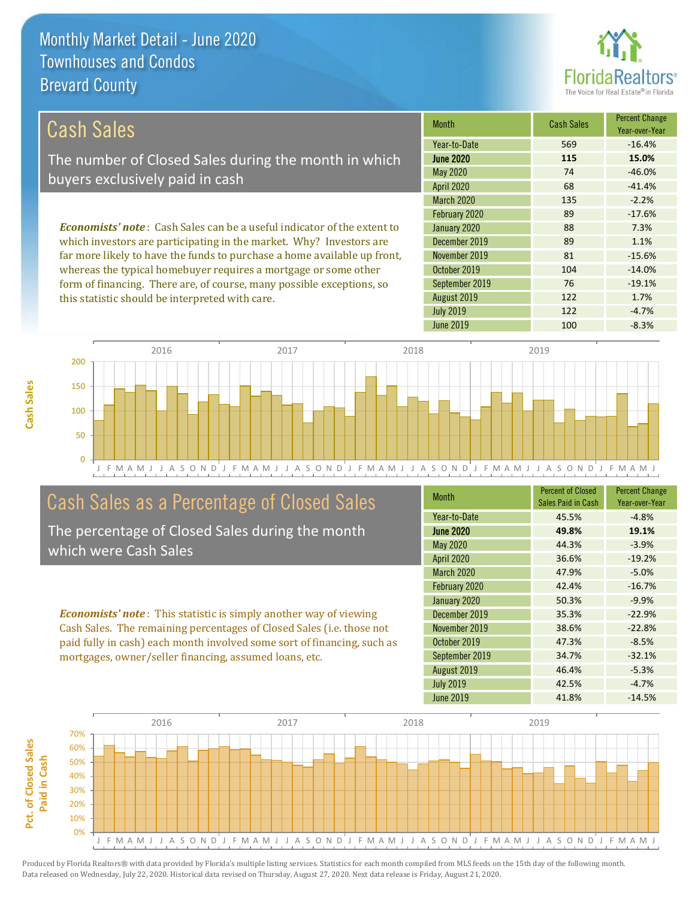# Monthly Market Detail - June 2020
## Townhouses and Condos
## Brevard County

## Cash Sales

The number of Closed Sales during the month in which buyers exclusively paid in cash

***Economists' note***: Cash Sales can be a useful indicator of the extent to which investors are participating in the market. Why? Investors are far more likely to have the funds to purchase a home available up front, whereas the typical homebuyer requires a mortgage or some other form of financing. There are, of course, many possible exceptions, so this statistic should be interpreted with care.

| Month | Cash Sales | Percent Change Year-over-Year |
|---|---|---|
| Year-to-Date | 569 | -16.4% |
| **June 2020** | **115** | **15.0%** |
| May 2020 | 74 | -46.0% |
| April 2020 | 68 | -41.4% |
| March 2020 | 135 | -2.2% |
| February 2020 | 89 | -17.6% |
| January 2020 | 88 | 7.3% |
| December 2019 | 89 | 1.1% |
| November 2019 | 81 | -15.6% |
| October 2019 | 104 | -14.0% |
| September 2019 | 76 | -19.1% |
| August 2019 | 122 | 1.7% |
| July 2019 | 122 | -4.7% |
| June 2019 | 100 | -8.3% |

## Cash Sales as a Percentage of Closed Sales

The percentage of Closed Sales during the month which were Cash Sales

***Economists' note***: This statistic is simply another way of viewing Cash Sales. The remaining percentages of Closed Sales (i.e. those not paid fully in cash) each month involved some sort of financing, such as mortgages, owner/seller financing, assumed loans, etc.

| Month | Percent of Closed Sales Paid in Cash | Percent Change Year-over-Year |
|---|---|---|
| Year-to-Date | 45.5% | -4.8% |
| **June 2020** | **49.8%** | **19.1%** |
| May 2020 | 44.3% | -3.9% |
| April 2020 | 36.6% | -19.2% |
| March 2020 | 47.9% | -5.0% |
| February 2020 | 42.4% | -16.7% |
| January 2020 | 50.3% | -9.9% |
| December 2019 | 35.3% | -22.9% |
| November 2019 | 38.6% | -22.8% |
| October 2019 | 47.3% | -8.5% |
| September 2019 | 34.7% | -32.1% |
| August 2019 | 46.4% | -5.3% |
| July 2019 | 42.5% | -4.7% |
| June 2019 | 41.8% | -14.5% |

Produced by Florida Realtors® with data provided by Florida's multiple listing services. Statistics for each month compiled from MLS feeds on the 15th day of the following month. Data released on Wednesday, July 22, 2020. Historical data revised on Thursday, August 27, 2020. Next data release is Friday, August 21, 2020.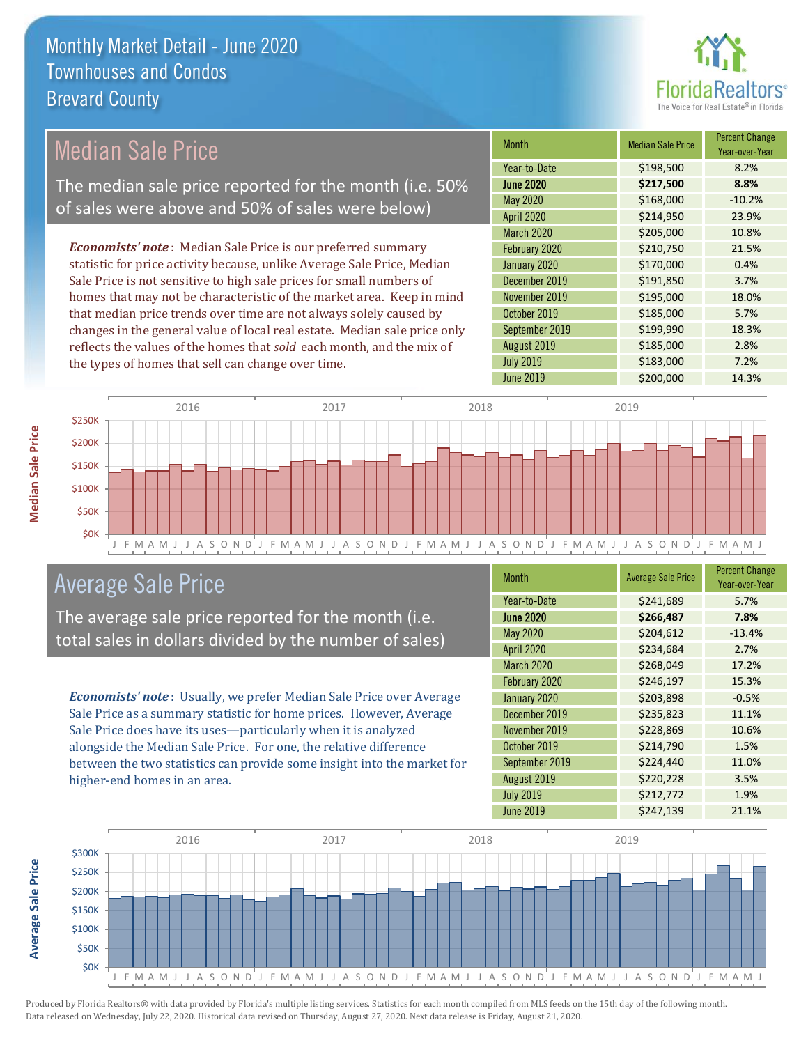# Monthly Market Detail - June 2020
## Townhouses and Condos
## Brevard County

## Median Sale Price

The median sale price reported for the month (i.e. 50% of sales were above and 50% of sales were below)

*Economists' note*: Median Sale Price is our preferred summary statistic for price activity because, unlike Average Sale Price, Median Sale Price is not sensitive to high sale prices for small numbers of homes that may not be characteristic of the market area. Keep in mind that median price trends over time are not always solely caused by changes in the general value of local real estate. Median sale price only reflects the values of the homes that *sold* each month, and the mix of the types of homes that sell can change over time.

| Month | Median Sale Price | Percent Change Year-over-Year |
|---|---|---|
| Year-to-Date | $198,500 | 8.2% |
| **June 2020** | **$217,500** | **8.8%** |
| May 2020 | $168,000 | -10.2% |
| April 2020 | $214,950 | 23.9% |
| March 2020 | $205,000 | 10.8% |
| February 2020 | $210,750 | 21.5% |
| January 2020 | $170,000 | 0.4% |
| December 2019 | $191,850 | 3.7% |
| November 2019 | $195,000 | 18.0% |
| October 2019 | $185,000 | 5.7% |
| September 2019 | $199,990 | 18.3% |
| August 2019 | $185,000 | 2.8% |
| July 2019 | $183,000 | 7.2% |
| June 2019 | $200,000 | 14.3% |

## Average Sale Price

The average sale price reported for the month (i.e. total sales in dollars divided by the number of sales)

*Economists' note*: Usually, we prefer Median Sale Price over Average Sale Price as a summary statistic for home prices. However, Average Sale Price does have its uses—particularly when it is analyzed alongside the Median Sale Price. For one, the relative difference between the two statistics can provide some insight into the market for higher-end homes in an area.

| Month | Average Sale Price | Percent Change Year-over-Year |
|---|---|---|
| Year-to-Date | $241,689 | 5.7% |
| **June 2020** | **$266,487** | **7.8%** |
| May 2020 | $204,612 | -13.4% |
| April 2020 | $234,684 | 2.7% |
| March 2020 | $268,049 | 17.2% |
| February 2020 | $246,197 | 15.3% |
| January 2020 | $203,898 | -0.5% |
| December 2019 | $235,823 | 11.1% |
| November 2019 | $228,869 | 10.6% |
| October 2019 | $214,790 | 1.5% |
| September 2019 | $224,440 | 11.0% |
| August 2019 | $220,228 | 3.5% |
| July 2019 | $212,772 | 1.9% |
| June 2019 | $247,139 | 21.1% |

Produced by Florida Realtors® with data provided by Florida's multiple listing services. Statistics for each month compiled from MLS feeds on the 15th day of the following month. Data released on Wednesday, July 22, 2020. Historical data revised on Thursday, August 27, 2020. Next data release is Friday, August 21, 2020.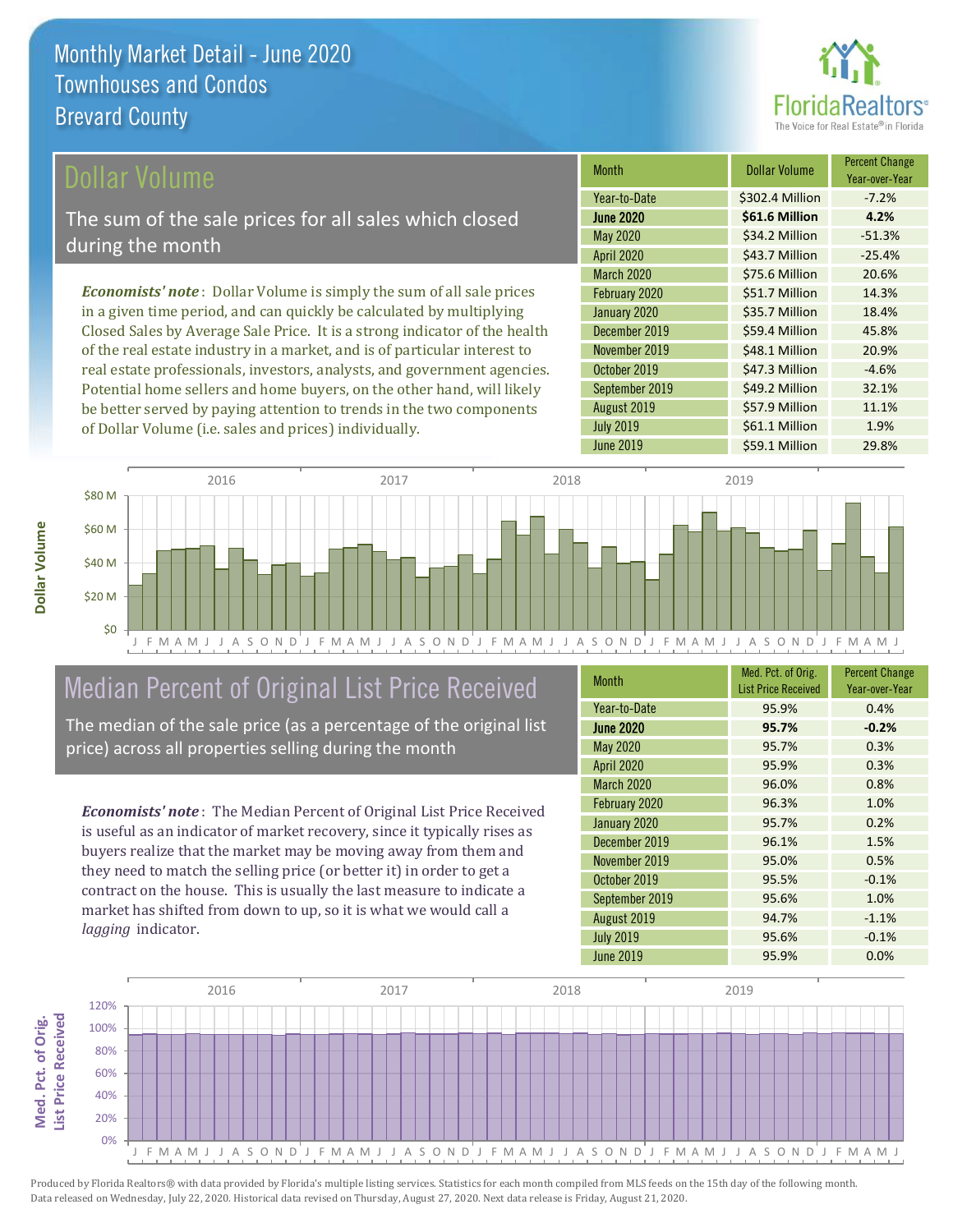# Monthly Market Detail - June 2020
## Townhouses and Condos
## Brevard County

## Dollar Volume

The sum of the sale prices for all sales which closed during the month

***Economists' note***: Dollar Volume is simply the sum of all sale prices in a given time period, and can quickly be calculated by multiplying Closed Sales by Average Sale Price. It is a strong indicator of the health of the real estate industry in a market, and is of particular interest to real estate professionals, investors, analysts, and government agencies. Potential home sellers and home buyers, on the other hand, will likely be better served by paying attention to trends in the two components of Dollar Volume (i.e. sales and prices) individually.

| Month | Dollar Volume | Percent Change Year-over-Year |
|---|---|---|
| Year-to-Date | $302.4 Million | -7.2% |
| **June 2020** | **$61.6 Million** | **4.2%** |
| May 2020 | $34.2 Million | -51.3% |
| April 2020 | $43.7 Million | -25.4% |
| March 2020 | $75.6 Million | 20.6% |
| February 2020 | $51.7 Million | 14.3% |
| January 2020 | $35.7 Million | 18.4% |
| December 2019 | $59.4 Million | 45.8% |
| November 2019 | $48.1 Million | 20.9% |
| October 2019 | $47.3 Million | -4.6% |
| September 2019 | $49.2 Million | 32.1% |
| August 2019 | $57.9 Million | 11.1% |
| July 2019 | $61.1 Million | 1.9% |
| June 2019 | $59.1 Million | 29.8% |

## Median Percent of Original List Price Received

The median of the sale price (as a percentage of the original list price) across all properties selling during the month

***Economists' note***: The Median Percent of Original List Price Received is useful as an indicator of market recovery, since it typically rises as buyers realize that the market may be moving away from them and they need to match the selling price (or better it) in order to get a contract on the house. This is usually the last measure to indicate a market has shifted from down to up, so it is what we would call a *lagging* indicator.

| Month | Med. Pct. of Orig. List Price Received | Percent Change Year-over-Year |
|---|---|---|
| Year-to-Date | 95.9% | 0.4% |
| **June 2020** | **95.7%** | **-0.2%** |
| May 2020 | 95.7% | 0.3% |
| April 2020 | 95.9% | 0.3% |
| March 2020 | 96.0% | 0.8% |
| February 2020 | 96.3% | 1.0% |
| January 2020 | 95.7% | 0.2% |
| December 2019 | 96.1% | 1.5% |
| November 2019 | 95.0% | 0.5% |
| October 2019 | 95.5% | -0.1% |
| September 2019 | 95.6% | 1.0% |
| August 2019 | 94.7% | -1.1% |
| July 2019 | 95.6% | -0.1% |
| June 2019 | 95.9% | 0.0% |

Produced by Florida Realtors® with data provided by Florida's multiple listing services. Statistics for each month compiled from MLS feeds on the 15th day of the following month. Data released on Wednesday, July 22, 2020. Historical data revised on Thursday, August 27, 2020. Next data release is Friday, August 21, 2020.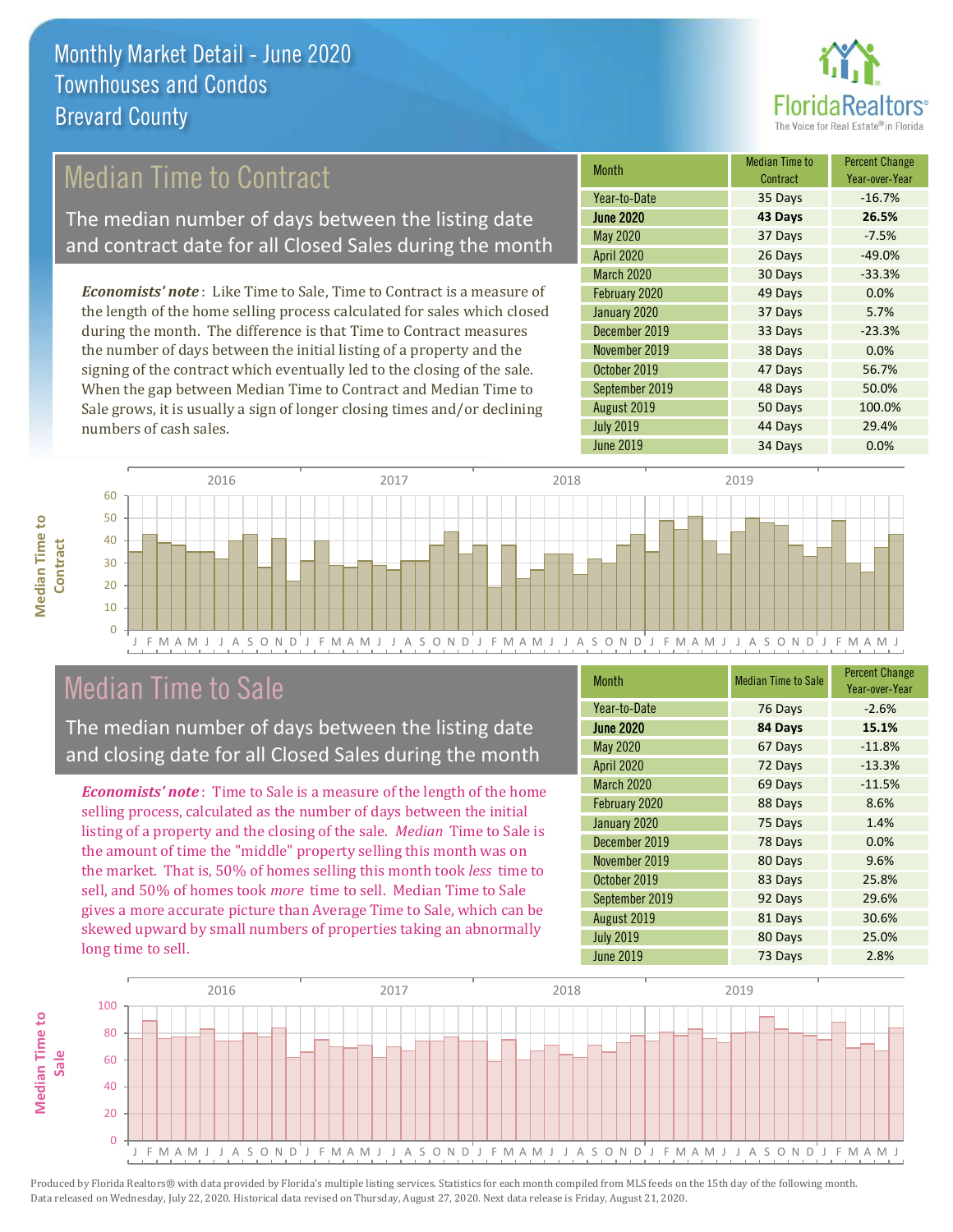# Monthly Market Detail - June 2020
## Townhouses and Condos
## Brevard County

## Median Time to Contract

The median number of days between the listing date and contract date for all Closed Sales during the month

*Economists' note*: Like Time to Sale, Time to Contract is a measure of the length of the home selling process calculated for sales which closed during the month. The difference is that Time to Contract measures the number of days between the initial listing of a property and the signing of the contract which eventually led to the closing of the sale. When the gap between Median Time to Contract and Median Time to Sale grows, it is usually a sign of longer closing times and/or declining numbers of cash sales.

| Month | Median Time to Contract | Percent Change Year-over-Year |
|---|---|---|
| Year-to-Date | 35 Days | -16.7% |
| **June 2020** | **43 Days** | **26.5%** |
| May 2020 | 37 Days | -7.5% |
| April 2020 | 26 Days | -49.0% |
| March 2020 | 30 Days | -33.3% |
| February 2020 | 49 Days | 0.0% |
| January 2020 | 37 Days | 5.7% |
| December 2019 | 33 Days | -23.3% |
| November 2019 | 38 Days | 0.0% |
| October 2019 | 47 Days | 56.7% |
| September 2019 | 48 Days | 50.0% |
| August 2019 | 50 Days | 100.0% |
| July 2019 | 44 Days | 29.4% |
| June 2019 | 34 Days | 0.0% |

## Median Time to Sale

The median number of days between the listing date and closing date for all Closed Sales during the month

*Economists' note*: Time to Sale is a measure of the length of the home selling process, calculated as the number of days between the initial listing of a property and the closing of the sale. *Median* Time to Sale is the amount of time the "middle" property selling this month was on the market. That is, 50% of homes selling this month took *less* time to sell, and 50% of homes took *more* time to sell. Median Time to Sale gives a more accurate picture than Average Time to Sale, which can be skewed upward by small numbers of properties taking an abnormally long time to sell.

| Month | Median Time to Sale | Percent Change Year-over-Year |
|---|---|---|
| Year-to-Date | 76 Days | -2.6% |
| **June 2020** | **84 Days** | **15.1%** |
| May 2020 | 67 Days | -11.8% |
| April 2020 | 72 Days | -13.3% |
| March 2020 | 69 Days | -11.5% |
| February 2020 | 88 Days | 8.6% |
| January 2020 | 75 Days | 1.4% |
| December 2019 | 78 Days | 0.0% |
| November 2019 | 80 Days | 9.6% |
| October 2019 | 83 Days | 25.8% |
| September 2019 | 92 Days | 29.6% |
| August 2019 | 81 Days | 30.6% |
| July 2019 | 80 Days | 25.0% |
| June 2019 | 73 Days | 2.8% |

Produced by Florida Realtors® with data provided by Florida's multiple listing services. Statistics for each month compiled from MLS feeds on the 15th day of the following month. Data released on Wednesday, July 22, 2020. Historical data revised on Thursday, August 27, 2020. Next data release is Friday, August 21, 2020.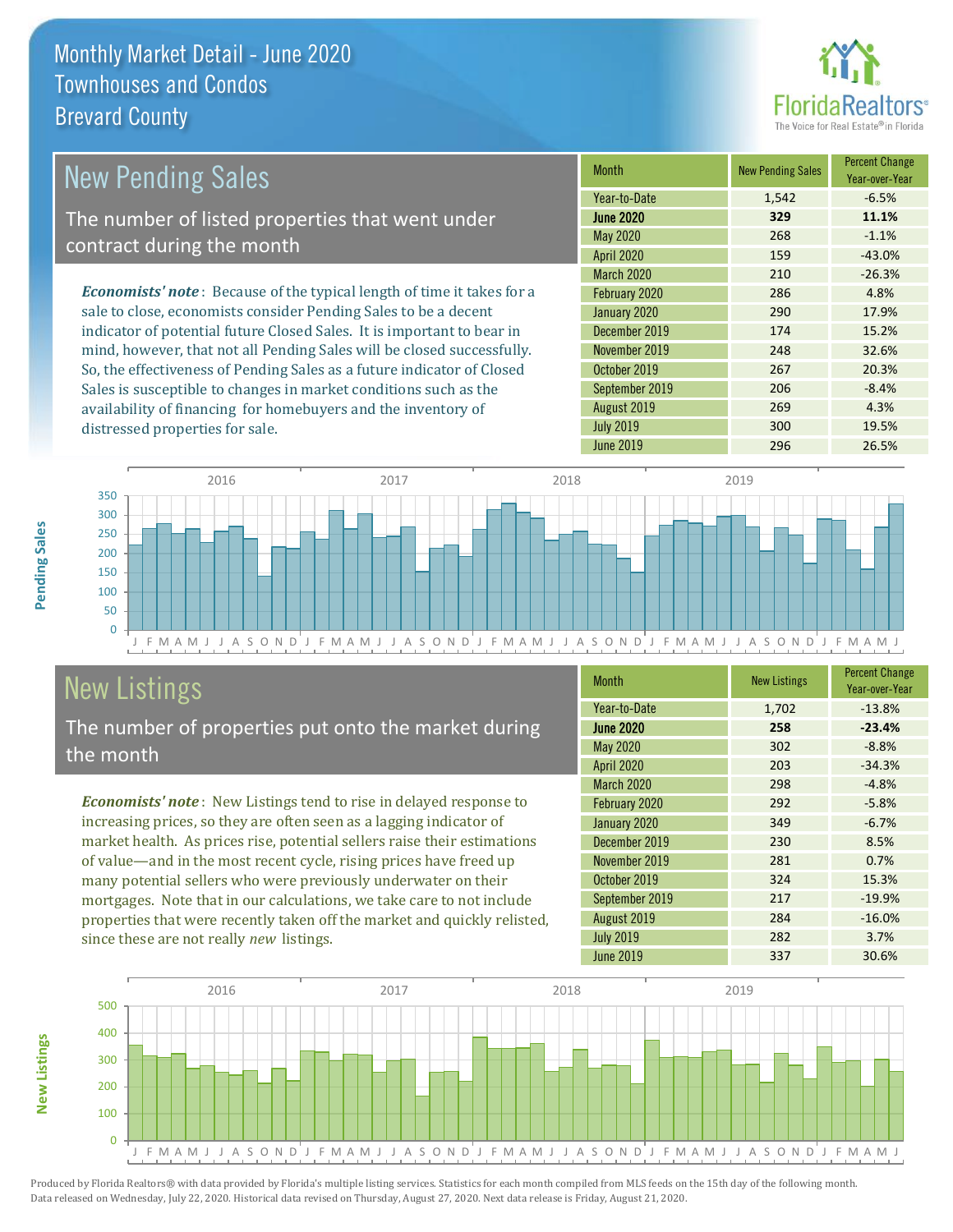# Monthly Market Detail - June 2020
## Townhouses and Condos
## Brevard County

## New Pending Sales

The number of listed properties that went under contract during the month

*Economists' note*: Because of the typical length of time it takes for a sale to close, economists consider Pending Sales to be a decent indicator of potential future Closed Sales. It is important to bear in mind, however, that not all Pending Sales will be closed successfully. So, the effectiveness of Pending Sales as a future indicator of Closed Sales is susceptible to changes in market conditions such as the availability of financing for homebuyers and the inventory of distressed properties for sale.

| Month | New Pending Sales | Percent Change Year-over-Year |
|---|---|---|
| Year-to-Date | 1,542 | -6.5% |
| **June 2020** | **329** | **11.1%** |
| May 2020 | 268 | -1.1% |
| April 2020 | 159 | -43.0% |
| March 2020 | 210 | -26.3% |
| February 2020 | 286 | 4.8% |
| January 2020 | 290 | 17.9% |
| December 2019 | 174 | 15.2% |
| November 2019 | 248 | 32.6% |
| October 2019 | 267 | 20.3% |
| September 2019 | 206 | -8.4% |
| August 2019 | 269 | 4.3% |
| July 2019 | 300 | 19.5% |
| June 2019 | 296 | 26.5% |

## New Listings

The number of properties put onto the market during the month

*Economists' note*: New Listings tend to rise in delayed response to increasing prices, so they are often seen as a lagging indicator of market health. As prices rise, potential sellers raise their estimations of value—and in the most recent cycle, rising prices have freed up many potential sellers who were previously underwater on their mortgages. Note that in our calculations, we take care to not include properties that were recently taken off the market and quickly relisted, since these are not really *new* listings.

| Month | New Listings | Percent Change Year-over-Year |
|---|---|---|
| Year-to-Date | 1,702 | -13.8% |
| **June 2020** | **258** | **-23.4%** |
| May 2020 | 302 | -8.8% |
| April 2020 | 203 | -34.3% |
| March 2020 | 298 | -4.8% |
| February 2020 | 292 | -5.8% |
| January 2020 | 349 | -6.7% |
| December 2019 | 230 | 8.5% |
| November 2019 | 281 | 0.7% |
| October 2019 | 324 | 15.3% |
| September 2019 | 217 | -19.9% |
| August 2019 | 284 | -16.0% |
| July 2019 | 282 | 3.7% |
| June 2019 | 337 | 30.6% |

Produced by Florida Realtors® with data provided by Florida's multiple listing services. Statistics for each month compiled from MLS feeds on the 15th day of the following month. Data released on Wednesday, July 22, 2020. Historical data revised on Thursday, August 27, 2020. Next data release is Friday, August 21, 2020.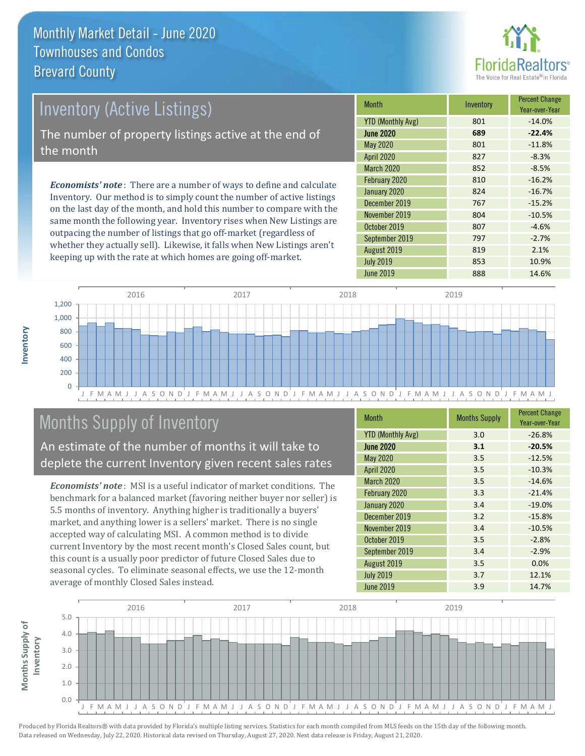# Monthly Market Detail - June 2020
## Townhouses and Condos
## Brevard County

## Inventory (Active Listings)

The number of property listings active at the end of the month

*Economists' note*: There are a number of ways to define and calculate Inventory. Our method is to simply count the number of active listings on the last day of the month, and hold this number to compare with the same month the following year. Inventory rises when New Listings are outpacing the number of listings that go off-market (regardless of whether they actually sell). Likewise, it falls when New Listings aren't keeping up with the rate at which homes are going off-market.

| Month | Inventory | Percent Change Year-over-Year |
|---|---|---|
| YTD (Monthly Avg) | 801 | -14.0% |
| **June 2020** | **689** | **-22.4%** |
| May 2020 | 801 | -11.8% |
| April 2020 | 827 | -8.3% |
| March 2020 | 852 | -8.5% |
| February 2020 | 810 | -16.2% |
| January 2020 | 824 | -16.7% |
| December 2019 | 767 | -15.2% |
| November 2019 | 804 | -10.5% |
| October 2019 | 807 | -4.6% |
| September 2019 | 797 | -2.7% |
| August 2019 | 819 | 2.1% |
| July 2019 | 853 | 10.9% |
| June 2019 | 888 | 14.6% |

## Months Supply of Inventory

An estimate of the number of months it will take to deplete the current Inventory given recent sales rates

*Economists' note*: MSI is a useful indicator of market conditions. The benchmark for a balanced market (favoring neither buyer nor seller) is 5.5 months of inventory. Anything higher is traditionally a buyers' market, and anything lower is a sellers' market. There is no single accepted way of calculating MSI. A common method is to divide current Inventory by the most recent month's Closed Sales count, but this count is a usually poor predictor of future Closed Sales due to seasonal cycles. To eliminate seasonal effects, we use the 12-month average of monthly Closed Sales instead.

| Month | Months Supply | Percent Change Year-over-Year |
|---|---|---|
| YTD (Monthly Avg) | 3.0 | -26.8% |
| **June 2020** | **3.1** | **-20.5%** |
| May 2020 | 3.5 | -12.5% |
| April 2020 | 3.5 | -10.3% |
| March 2020 | 3.5 | -14.6% |
| February 2020 | 3.3 | -21.4% |
| January 2020 | 3.4 | -19.0% |
| December 2019 | 3.2 | -15.8% |
| November 2019 | 3.4 | -10.5% |
| October 2019 | 3.5 | -2.8% |
| September 2019 | 3.4 | -2.9% |
| August 2019 | 3.5 | 0.0% |
| July 2019 | 3.7 | 12.1% |
| June 2019 | 3.9 | 14.7% |

Produced by Florida Realtors® with data provided by Florida's multiple listing services. Statistics for each month compiled from MLS feeds on the 15th day of the following month. Data released on Wednesday, July 22, 2020. Historical data revised on Thursday, August 27, 2020. Next data release is Friday, August 21, 2020.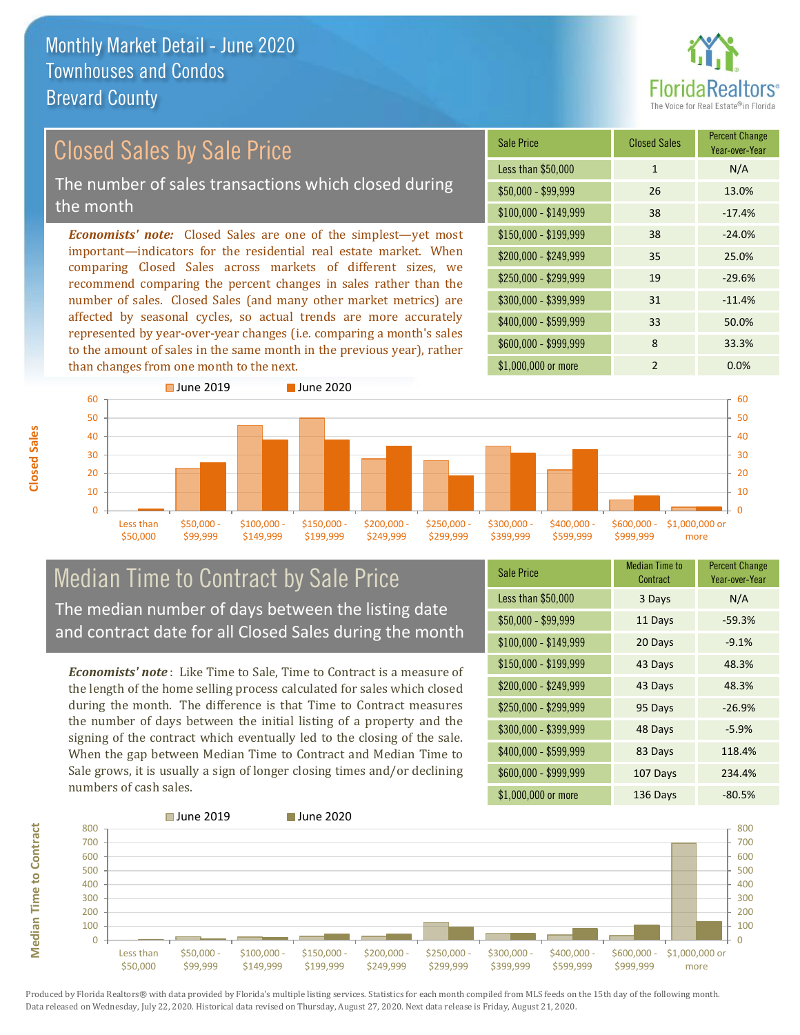# Monthly Market Detail - June 2020
## Townhouses and Condos
## Brevard County

## Closed Sales by Sale Price

The number of sales transactions which closed during the month

*Economists' note:* Closed Sales are one of the simplest—yet most important—indicators for the residential real estate market. When comparing Closed Sales across markets of different sizes, we recommend comparing the percent changes in sales rather than the number of sales. Closed Sales (and many other market metrics) are affected by seasonal cycles, so actual trends are more accurately represented by year-over-year changes (i.e. comparing a month's sales to the amount of sales in the same month in the previous year), rather than changes from one month to the next.

| Sale Price | Closed Sales | Percent Change Year-over-Year |
|---|---|---|
| Less than $50,000 | 1 | N/A |
| $50,000 - $99,999 | 26 | 13.0% |
| $100,000 - $149,999 | 38 | -17.4% |
| $150,000 - $199,999 | 38 | -24.0% |
| $200,000 - $249,999 | 35 | 25.0% |
| $250,000 - $299,999 | 19 | -29.6% |
| $300,000 - $399,999 | 31 | -11.4% |
| $400,000 - $599,999 | 33 | 50.0% |
| $600,000 - $999,999 | 8 | 33.3% |
| $1,000,000 or more | 2 | 0.0% |

## Median Time to Contract by Sale Price

The median number of days between the listing date and contract date for all Closed Sales during the month

*Economists' note*: Like Time to Sale, Time to Contract is a measure of the length of the home selling process calculated for sales which closed during the month. The difference is that Time to Contract measures the number of days between the initial listing of a property and the signing of the contract which eventually led to the closing of the sale. When the gap between Median Time to Contract and Median Time to Sale grows, it is usually a sign of longer closing times and/or declining numbers of cash sales.

| Sale Price | Median Time to Contract | Percent Change Year-over-Year |
|---|---|---|
| Less than $50,000 | 3 Days | N/A |
| $50,000 - $99,999 | 11 Days | -59.3% |
| $100,000 - $149,999 | 20 Days | -9.1% |
| $150,000 - $199,999 | 43 Days | 48.3% |
| $200,000 - $249,999 | 43 Days | 48.3% |
| $250,000 - $299,999 | 95 Days | -26.9% |
| $300,000 - $399,999 | 48 Days | -5.9% |
| $400,000 - $599,999 | 83 Days | 118.4% |
| $600,000 - $999,999 | 107 Days | 234.4% |
| $1,000,000 or more | 136 Days | -80.5% |

Produced by Florida Realtors® with data provided by Florida's multiple listing services. Statistics for each month compiled from MLS feeds on the 15th day of the following month. Data released on Wednesday, July 22, 2020. Historical data revised on Thursday, August 27, 2020. Next data release is Friday, August 21, 2020.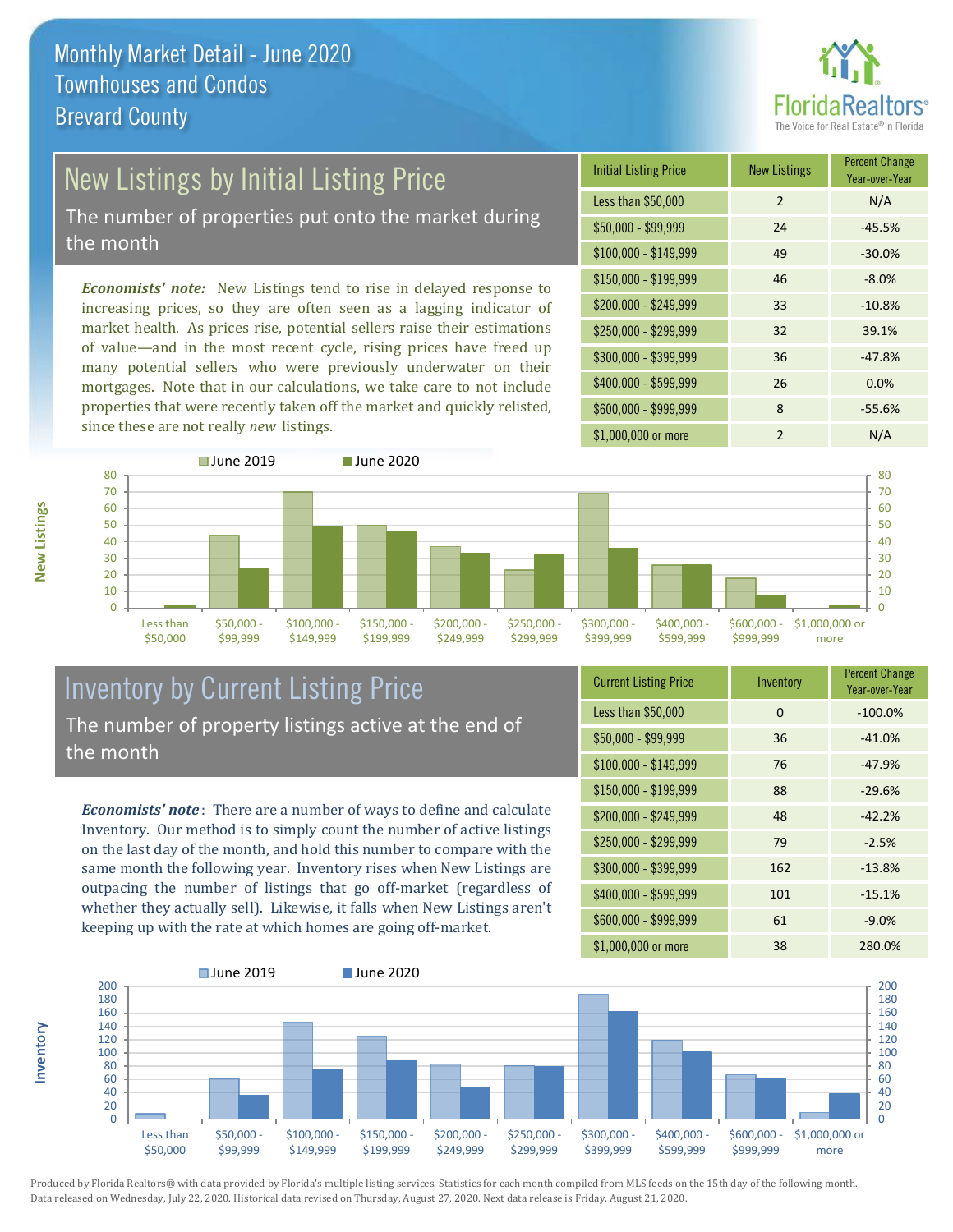# Monthly Market Detail - June 2020
## Townhouses and Condos
## Brevard County

## New Listings by Initial Listing Price

The number of properties put onto the market during the month

*Economists' note:* New Listings tend to rise in delayed response to increasing prices, so they are often seen as a lagging indicator of market health. As prices rise, potential sellers raise their estimations of value—and in the most recent cycle, rising prices have freed up many potential sellers who were previously underwater on their mortgages. Note that in our calculations, we take care to not include properties that were recently taken off the market and quickly relisted, since these are not really *new* listings.

| Initial Listing Price | New Listings | Percent Change Year-over-Year |
|---|---|---|
| Less than $50,000 | 2 | N/A |
| $50,000 - $99,999 | 24 | -45.5% |
| $100,000 - $149,999 | 49 | -30.0% |
| $150,000 - $199,999 | 46 | -8.0% |
| $200,000 - $249,999 | 33 | -10.8% |
| $250,000 - $299,999 | 32 | 39.1% |
| $300,000 - $399,999 | 36 | -47.8% |
| $400,000 - $599,999 | 26 | 0.0% |
| $600,000 - $999,999 | 8 | -55.6% |
| $1,000,000 or more | 2 | N/A |

## Inventory by Current Listing Price

The number of property listings active at the end of the month

*Economists' note*: There are a number of ways to define and calculate Inventory. Our method is to simply count the number of active listings on the last day of the month, and hold this number to compare with the same month the following year. Inventory rises when New Listings are outpacing the number of listings that go off-market (regardless of whether they actually sell). Likewise, it falls when New Listings aren't keeping up with the rate at which homes are going off-market.

| Current Listing Price | Inventory | Percent Change Year-over-Year |
|---|---|---|
| Less than $50,000 | 0 | -100.0% |
| $50,000 - $99,999 | 36 | -41.0% |
| $100,000 - $149,999 | 76 | -47.9% |
| $150,000 - $199,999 | 88 | -29.6% |
| $200,000 - $249,999 | 48 | -42.2% |
| $250,000 - $299,999 | 79 | -2.5% |
| $300,000 - $399,999 | 162 | -13.8% |
| $400,000 - $599,999 | 101 | -15.1% |
| $600,000 - $999,999 | 61 | -9.0% |
| $1,000,000 or more | 38 | 280.0% |

Produced by Florida Realtors® with data provided by Florida's multiple listing services. Statistics for each month compiled from MLS feeds on the 15th day of the following month. Data released on Wednesday, July 22, 2020. Historical data revised on Thursday, August 27, 2020. Next data release is Friday, August 21, 2020.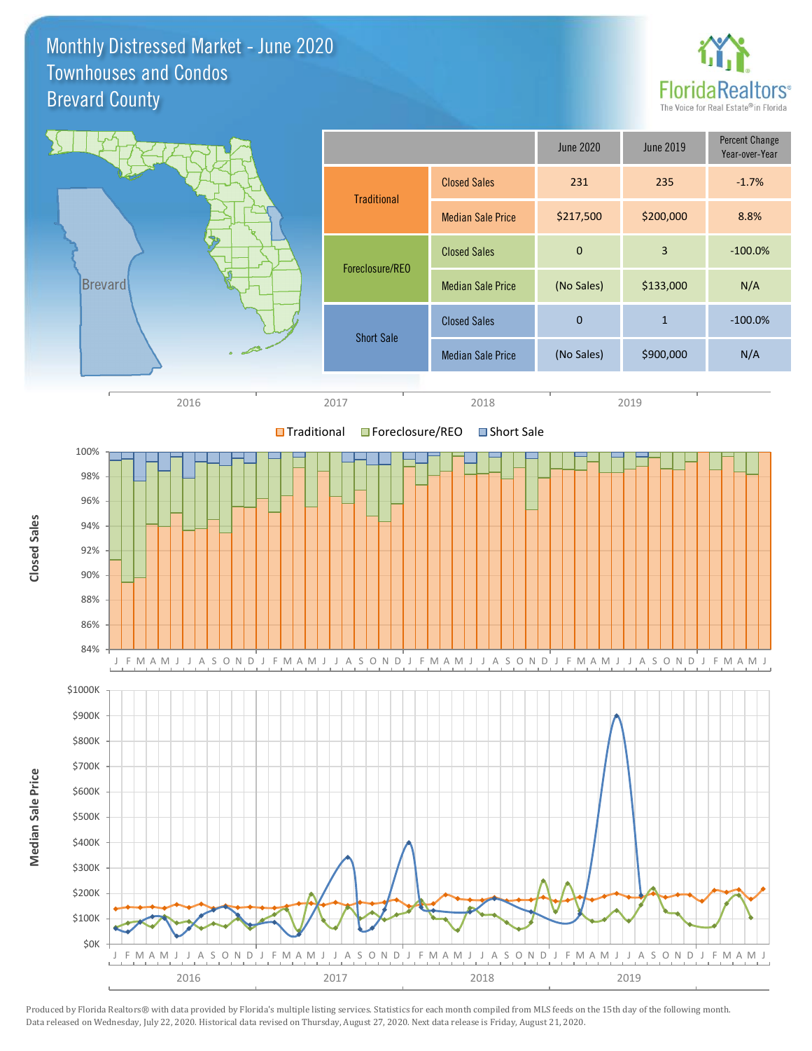# Monthly Distressed Market - June 2020
## Townhouses and Condos
## Brevard County

FloridaRealtors®
The Voice for Real Estate® in Florida

Brevard

| | | June 2020 | June 2019 | Percent Change Year-over-Year |
|---|---|---|---|---|
| Traditional | Closed Sales | 231 | 235 | -1.7% |
| | Median Sale Price | $217,500 | $200,000 | 8.8% |
| Foreclosure/REO | Closed Sales | 0 | 3 | -100.0% |
| | Median Sale Price | (No Sales) | $133,000 | N/A |
| Short Sale | Closed Sales | 0 | 1 | -100.0% |
| | Median Sale Price | (No Sales) | $900,000 | N/A |

2016 2017 2018 2019

Traditional   Foreclosure/REO   Short Sale

Closed Sales

100% 98% 96% 94% 92% 90% 88% 86% 84%

J F M A M J J A S O N D J F M A M J J A S O N D J F M A M J J A S O N D J F M A M J J A S O N D J F M A M J

Median Sale Price

$1000K $900K $800K $700K $600K $500K $400K $300K $200K $100K $0K

J F M A M J J A S O N D J F M A M J J A S O N D J F M A M J J A S O N D J F M A M J J A S O N D J F M A M J

2016 2017 2018 2019

Produced by Florida Realtors® with data provided by Florida's multiple listing services. Statistics for each month compiled from MLS feeds on the 15th day of the following month. Data released on Wednesday, July 22, 2020. Historical data revised on Thursday, August 27, 2020. Next data release is Friday, August 21, 2020.